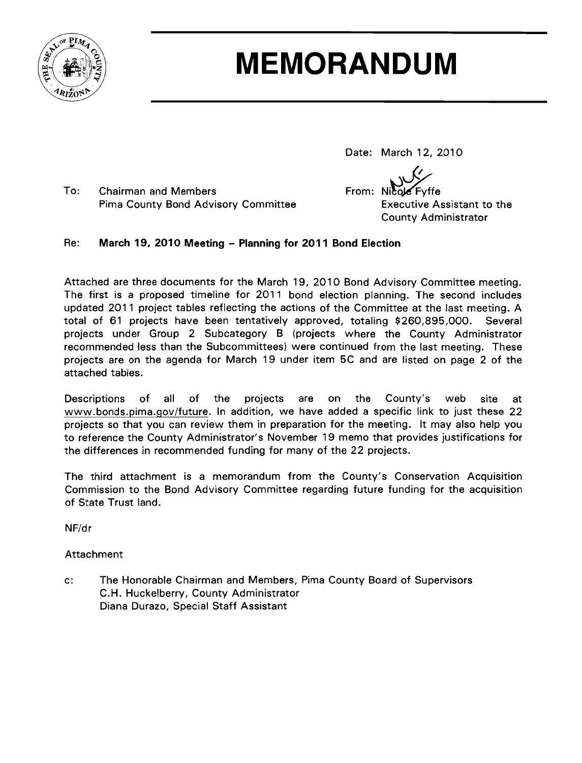# MEMORANDUM

Date: March 12, 2010

To: Chairman and Members
Pima County Bond Advisory Committee

From: Nicole Fyffe
Executive Assistant to the County Administrator

Re: **March 19, 2010 Meeting – Planning for 2011 Bond Election**

Attached are three documents for the March 19, 2010 Bond Advisory Committee meeting. The first is a proposed timeline for 2011 bond election planning. The second includes updated 2011 project tables reflecting the actions of the Committee at the last meeting. A total of 61 projects have been tentatively approved, totaling $260,895,000. Several projects under Group 2 Subcategory B (projects where the County Administrator recommended less than the Subcommittees) were continued from the last meeting. These projects are on the agenda for March 19 under item 5C and are listed on page 2 of the attached tables.

Descriptions of all of the projects are on the County's web site at www.bonds.pima.gov/future. In addition, we have added a specific link to just these 22 projects so that you can review them in preparation for the meeting. It may also help you to reference the County Administrator's November 19 memo that provides justifications for the differences in recommended funding for many of the 22 projects.

The third attachment is a memorandum from the County's Conservation Acquisition Commission to the Bond Advisory Committee regarding future funding for the acquisition of State Trust land.

NF/dr

Attachment

c: The Honorable Chairman and Members, Pima County Board of Supervisors
C.H. Huckelberry, County Administrator
Diana Durazo, Special Staff Assistant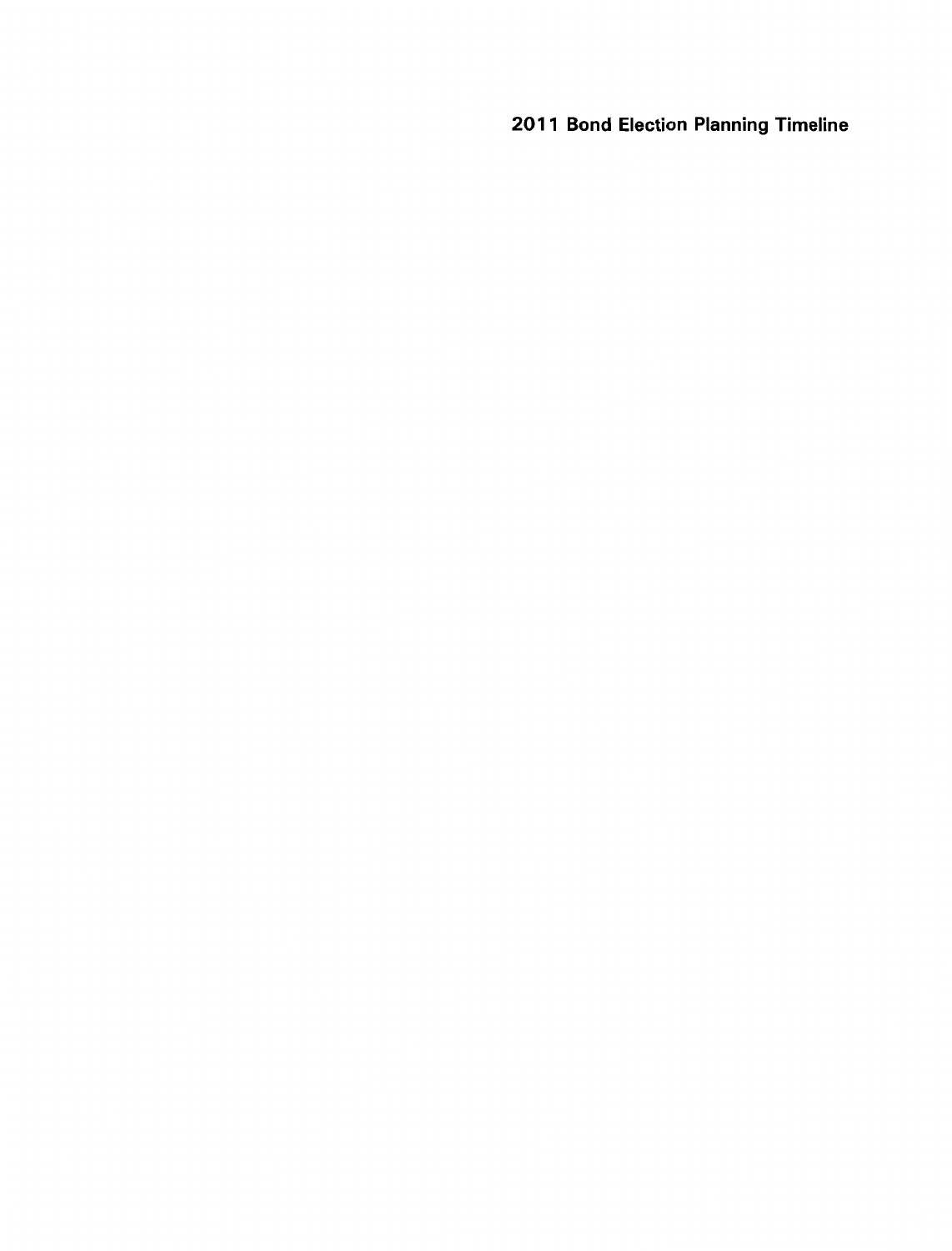# 2011 Bond Election Planning Timeline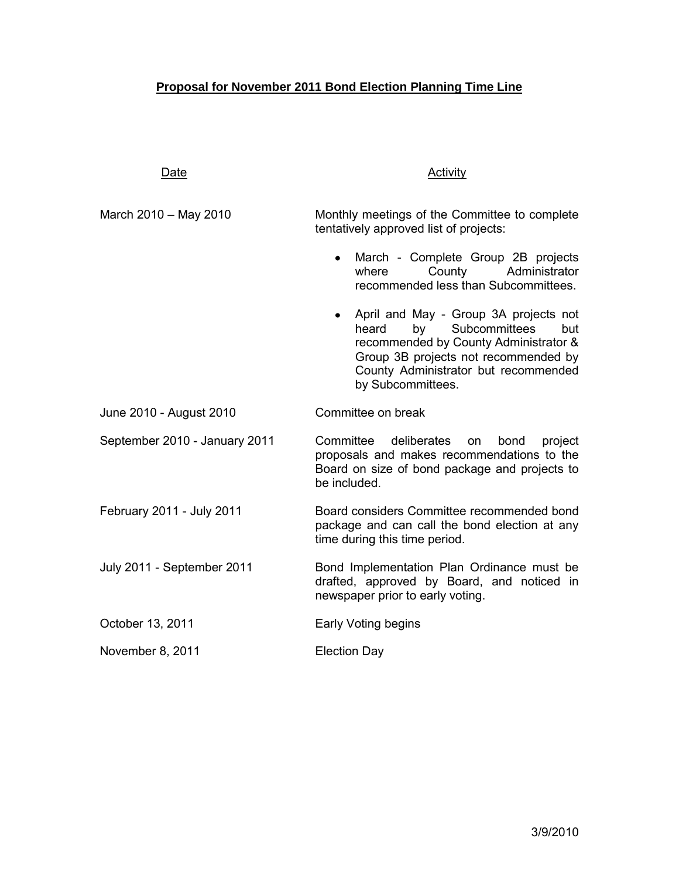# Proposal for November 2011 Bond Election Planning Time Line

| Date | Activity |
| --- | --- |
| March 2010 – May 2010 | Monthly meetings of the Committee to complete tentatively approved list of projects:<br>• March - Complete Group 2B projects where County Administrator recommended less than Subcommittees.<br>• April and May - Group 3A projects not heard by Subcommittees but recommended by County Administrator & Group 3B projects not recommended by County Administrator but recommended by Subcommittees. |
| June 2010 - August 2010 | Committee on break |
| September 2010 - January 2011 | Committee deliberates on bond project proposals and makes recommendations to the Board on size of bond package and projects to be included. |
| February 2011 - July 2011 | Board considers Committee recommended bond package and can call the bond election at any time during this time period. |
| July 2011 - September 2011 | Bond Implementation Plan Ordinance must be drafted, approved by Board, and noticed in newspaper prior to early voting. |
| October 13, 2011 | Early Voting begins |
| November 8, 2011 | Election Day |

3/9/2010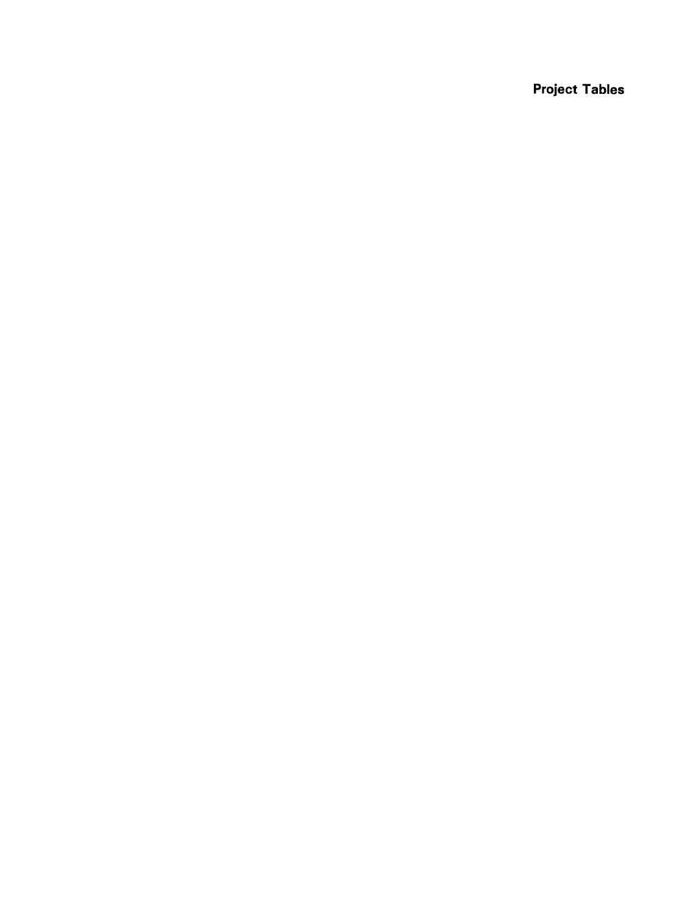# Project Tables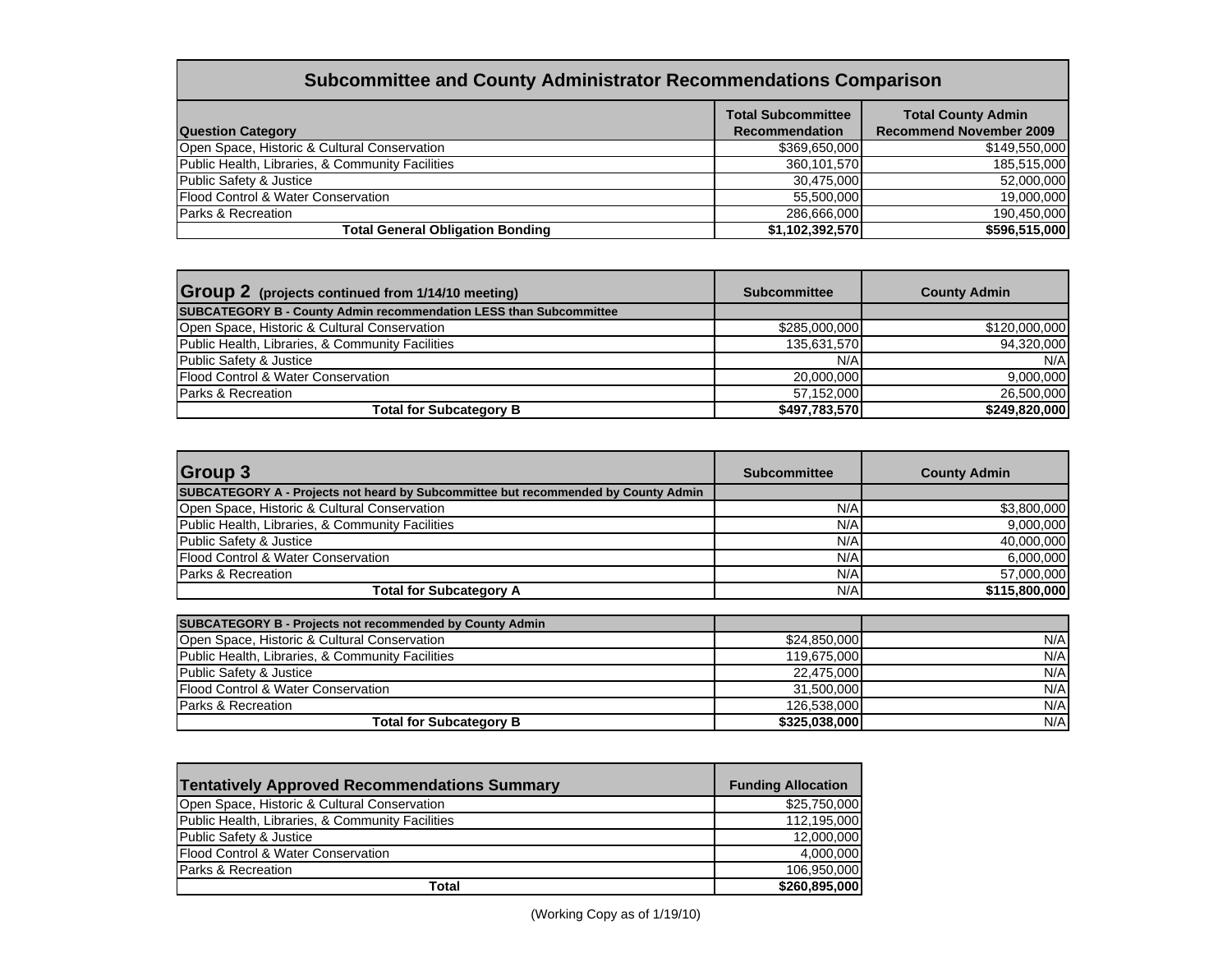| Subcommittee and County Administrator Recommendations Comparison | | |
|---|---|---|
| **Question Category** | **Total Subcommittee Recommendation** | **Total County Admin Recommend November 2009** |
| Open Space, Historic & Cultural Conservation | $369,650,000 | $149,550,000 |
| Public Health, Libraries, & Community Facilities | 360,101,570 | 185,515,000 |
| Public Safety & Justice | 30,475,000 | 52,000,000 |
| Flood Control & Water Conservation | 55,500,000 | 19,000,000 |
| Parks & Recreation | 286,666,000 | 190,450,000 |
| **Total General Obligation Bonding** | **$1,102,392,570** | **$596,515,000** |

| **Group 2** (projects continued from 1/14/10 meeting) | **Subcommittee** | **County Admin** |
|---|---|---|
| **SUBCATEGORY B - County Admin recommendation LESS than Subcommittee** | | |
| Open Space, Historic & Cultural Conservation | $285,000,000 | $120,000,000 |
| Public Health, Libraries, & Community Facilities | 135,631,570 | 94,320,000 |
| Public Safety & Justice | N/A | N/A |
| Flood Control & Water Conservation | 20,000,000 | 9,000,000 |
| Parks & Recreation | 57,152,000 | 26,500,000 |
| **Total for Subcategory B** | **$497,783,570** | **$249,820,000** |

| **Group 3** | **Subcommittee** | **County Admin** |
|---|---|---|
| **SUBCATEGORY A - Projects not heard by Subcommittee but recommended by County Admin** | | |
| Open Space, Historic & Cultural Conservation | N/A | $3,800,000 |
| Public Health, Libraries, & Community Facilities | N/A | 9,000,000 |
| Public Safety & Justice | N/A | 40,000,000 |
| Flood Control & Water Conservation | N/A | 6,000,000 |
| Parks & Recreation | N/A | 57,000,000 |
| **Total for Subcategory A** | N/A | **$115,800,000** |
| **SUBCATEGORY B - Projects not recommended by County Admin** | | |
| Open Space, Historic & Cultural Conservation | $24,850,000 | N/A |
| Public Health, Libraries, & Community Facilities | 119,675,000 | N/A |
| Public Safety & Justice | 22,475,000 | N/A |
| Flood Control & Water Conservation | 31,500,000 | N/A |
| Parks & Recreation | 126,538,000 | N/A |
| **Total for Subcategory B** | **$325,038,000** | N/A |

| **Tentatively Approved Recommendations Summary** | **Funding Allocation** |
|---|---|
| Open Space, Historic & Cultural Conservation | $25,750,000 |
| Public Health, Libraries, & Community Facilities | 112,195,000 |
| Public Safety & Justice | 12,000,000 |
| Flood Control & Water Conservation | 4,000,000 |
| Parks & Recreation | 106,950,000 |
| **Total** | **$260,895,000** |

(Working Copy as of 1/19/10)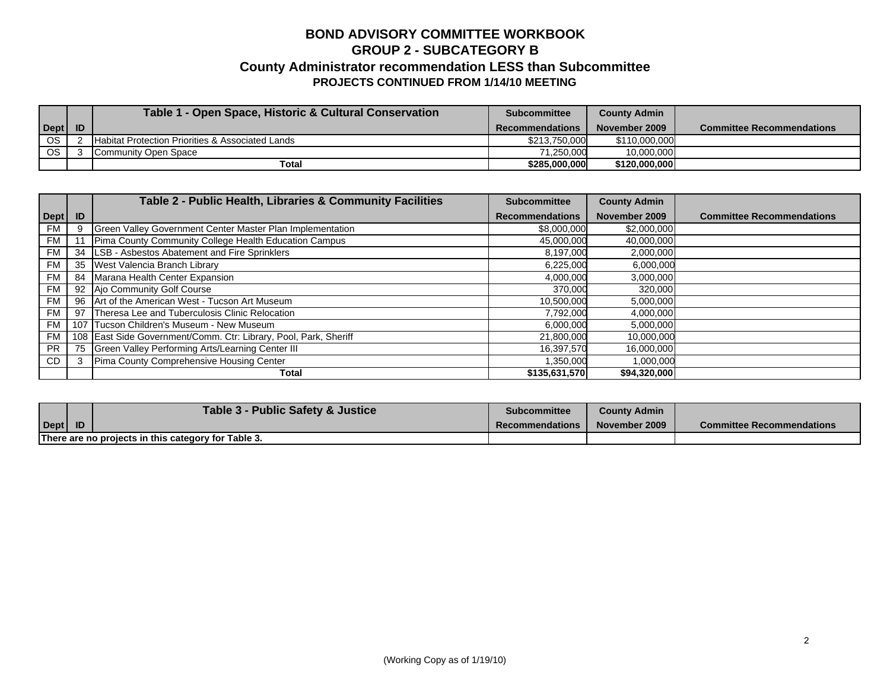# BOND ADVISORY COMMITTEE WORKBOOK
## GROUP 2 - SUBCATEGORY B
### County Administrator recommendation LESS than Subcommittee
#### PROJECTS CONTINUED FROM 1/14/10 MEETING

| Dept | ID | Table 1 - Open Space, Historic & Cultural Conservation | Subcommittee Recommendations | County Admin November 2009 | Committee Recommendations |
|---|---|---|---|---|---|
| OS | 2 | Habitat Protection Priorities & Associated Lands | $213,750,000 | $110,000,000 | |
| OS | 3 | Community Open Space | 71,250,000 | 10,000,000 | |
| | | **Total** | **$285,000,000** | **$120,000,000** | |

| Dept | ID | Table 2 - Public Health, Libraries & Community Facilities | Subcommittee Recommendations | County Admin November 2009 | Committee Recommendations |
|---|---|---|---|---|---|
| FM | 9 | Green Valley Government Center Master Plan Implementation | $8,000,000 | $2,000,000 | |
| FM | 11 | Pima County Community College Health Education Campus | 45,000,000 | 40,000,000 | |
| FM | 34 | LSB - Asbestos Abatement and Fire Sprinklers | 8,197,000 | 2,000,000 | |
| FM | 35 | West Valencia Branch Library | 6,225,000 | 6,000,000 | |
| FM | 84 | Marana Health Center Expansion | 4,000,000 | 3,000,000 | |
| FM | 92 | Ajo Community Golf Course | 370,000 | 320,000 | |
| FM | 96 | Art of the American West - Tucson Art Museum | 10,500,000 | 5,000,000 | |
| FM | 97 | Theresa Lee and Tuberculosis Clinic Relocation | 7,792,000 | 4,000,000 | |
| FM | 107 | Tucson Children's Museum - New Museum | 6,000,000 | 5,000,000 | |
| FM | 108 | East Side Government/Comm. Ctr: Library, Pool, Park, Sheriff | 21,800,000 | 10,000,000 | |
| PR | 75 | Green Valley Performing Arts/Learning Center III | 16,397,570 | 16,000,000 | |
| CD | 3 | Pima County Comprehensive Housing Center | 1,350,000 | 1,000,000 | |
| | | **Total** | **$135,631,570** | **$94,320,000** | |

| Dept | ID | Table 3 - Public Safety & Justice | Subcommittee Recommendations | County Admin November 2009 | Committee Recommendations |
|---|---|---|---|---|---|
| **There are no projects in this category for Table 3.** | | | | | |

(Working Copy as of 1/19/10)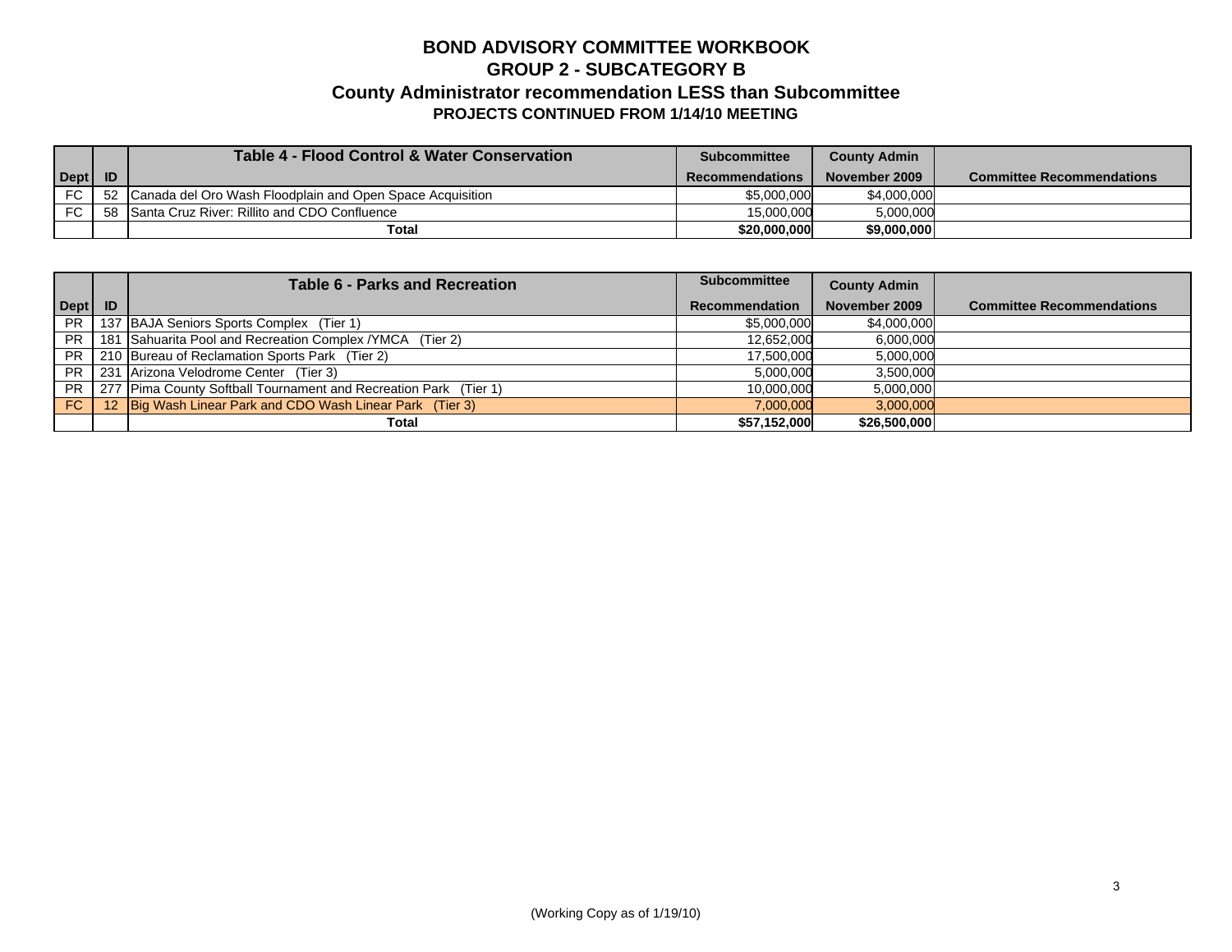# BOND ADVISORY COMMITTEE WORKBOOK

## GROUP 2 - SUBCATEGORY B

## County Administrator recommendation LESS than Subcommittee

### PROJECTS CONTINUED FROM 1/14/10 MEETING

| Dept | ID | Table 4 - Flood Control & Water Conservation | Subcommittee Recommendations | County Admin November 2009 | Committee Recommendations |
|---|---|---|---|---|---|
| FC | 52 | Canada del Oro Wash Floodplain and Open Space Acquisition | $5,000,000 | $4,000,000 | |
| FC | 58 | Santa Cruz River: Rillito and CDO Confluence | 15,000,000 | 5,000,000 | |
| | | **Total** | **$20,000,000** | **$9,000,000** | |

| Dept | ID | Table 6 - Parks and Recreation | Subcommittee Recommendation | County Admin November 2009 | Committee Recommendations |
|---|---|---|---|---|---|
| PR | 137 | BAJA Seniors Sports Complex (Tier 1) | $5,000,000 | $4,000,000 | |
| PR | 181 | Sahuarita Pool and Recreation Complex /YMCA (Tier 2) | 12,652,000 | 6,000,000 | |
| PR | 210 | Bureau of Reclamation Sports Park (Tier 2) | 17,500,000 | 5,000,000 | |
| PR | 231 | Arizona Velodrome Center (Tier 3) | 5,000,000 | 3,500,000 | |
| PR | 277 | Pima County Softball Tournament and Recreation Park (Tier 1) | 10,000,000 | 5,000,000 | |
| FC | 12 | Big Wash Linear Park and CDO Wash Linear Park (Tier 3) | 7,000,000 | 3,000,000 | |
| | | **Total** | **$57,152,000** | **$26,500,000** | |

(Working Copy as of 1/19/10)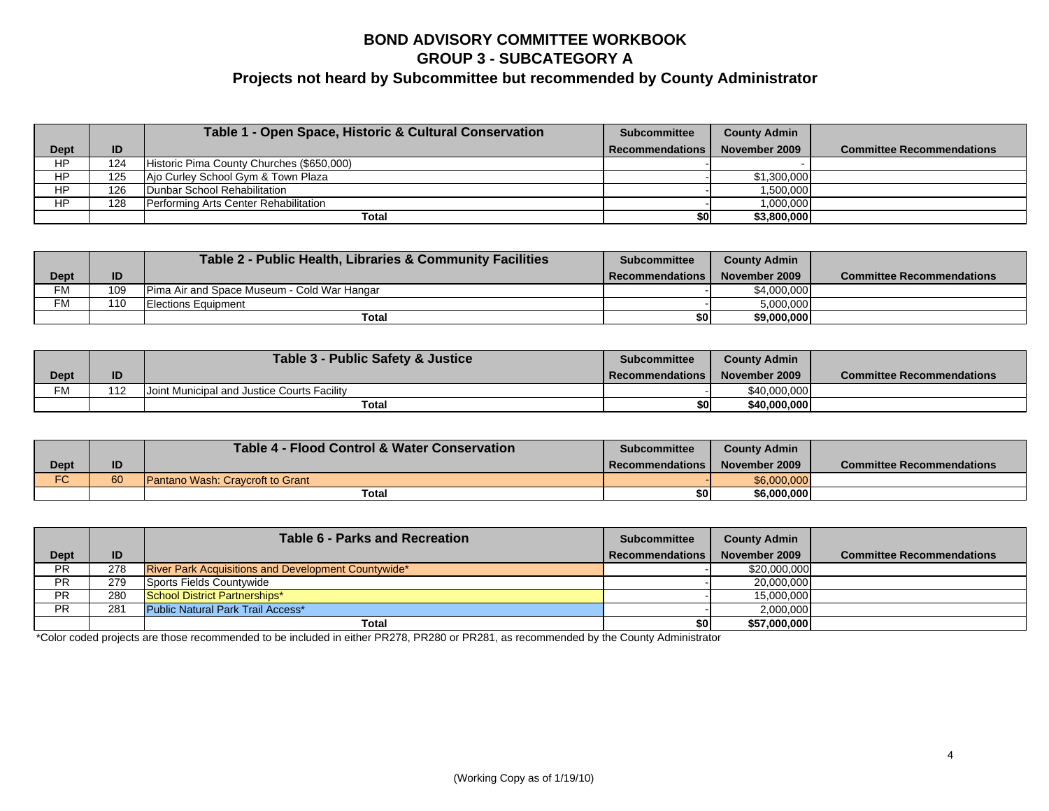# BOND ADVISORY COMMITTEE WORKBOOK
## GROUP 3 - SUBCATEGORY A
### Projects not heard by Subcommittee but recommended by County Administrator

| Dept | ID | Table 1 - Open Space, Historic & Cultural Conservation | Subcommittee Recommendations | County Admin November 2009 | Committee Recommendations |
|---|---|---|---|---|---|
| HP | 124 | Historic Pima County Churches ($650,000) | - | - | |
| HP | 125 | Ajo Curley School Gym & Town Plaza | - | $1,300,000 | |
| HP | 126 | Dunbar School Rehabilitation | - | 1,500,000 | |
| HP | 128 | Performing Arts Center Rehabilitation | - | 1,000,000 | |
| | | **Total** | **$0** | **$3,800,000** | |

| Dept | ID | Table 2 - Public Health, Libraries & Community Facilities | Subcommittee Recommendations | County Admin November 2009 | Committee Recommendations |
|---|---|---|---|---|---|
| FM | 109 | Pima Air and Space Museum - Cold War Hangar | - | $4,000,000 | |
| FM | 110 | Elections Equipment | - | 5,000,000 | |
| | | **Total** | **$0** | **$9,000,000** | |

| Dept | ID | Table 3 - Public Safety & Justice | Subcommittee Recommendations | County Admin November 2009 | Committee Recommendations |
|---|---|---|---|---|---|
| FM | 112 | Joint Municipal and Justice Courts Facility | - | $40,000,000 | |
| | | **Total** | **$0** | **$40,000,000** | |

| Dept | ID | Table 4 - Flood Control & Water Conservation | Subcommittee Recommendations | County Admin November 2009 | Committee Recommendations |
|---|---|---|---|---|---|
| FC | 60 | Pantano Wash: Craycroft to Grant | - | $6,000,000 | |
| | | **Total** | **$0** | **$6,000,000** | |

| Dept | ID | Table 6 - Parks and Recreation | Subcommittee Recommendations | County Admin November 2009 | Committee Recommendations |
|---|---|---|---|---|---|
| PR | 278 | River Park Acquisitions and Development Countywide* | - | $20,000,000 | |
| PR | 279 | Sports Fields Countywide | - | 20,000,000 | |
| PR | 280 | School District Partnerships* | - | 15,000,000 | |
| PR | 281 | Public Natural Park Trail Access* | - | 2,000,000 | |
| | | **Total** | **$0** | **$57,000,000** | |

*Color coded projects are those recommended to be included in either PR278, PR280 or PR281, as recommended by the County Administrator

(Working Copy as of 1/19/10)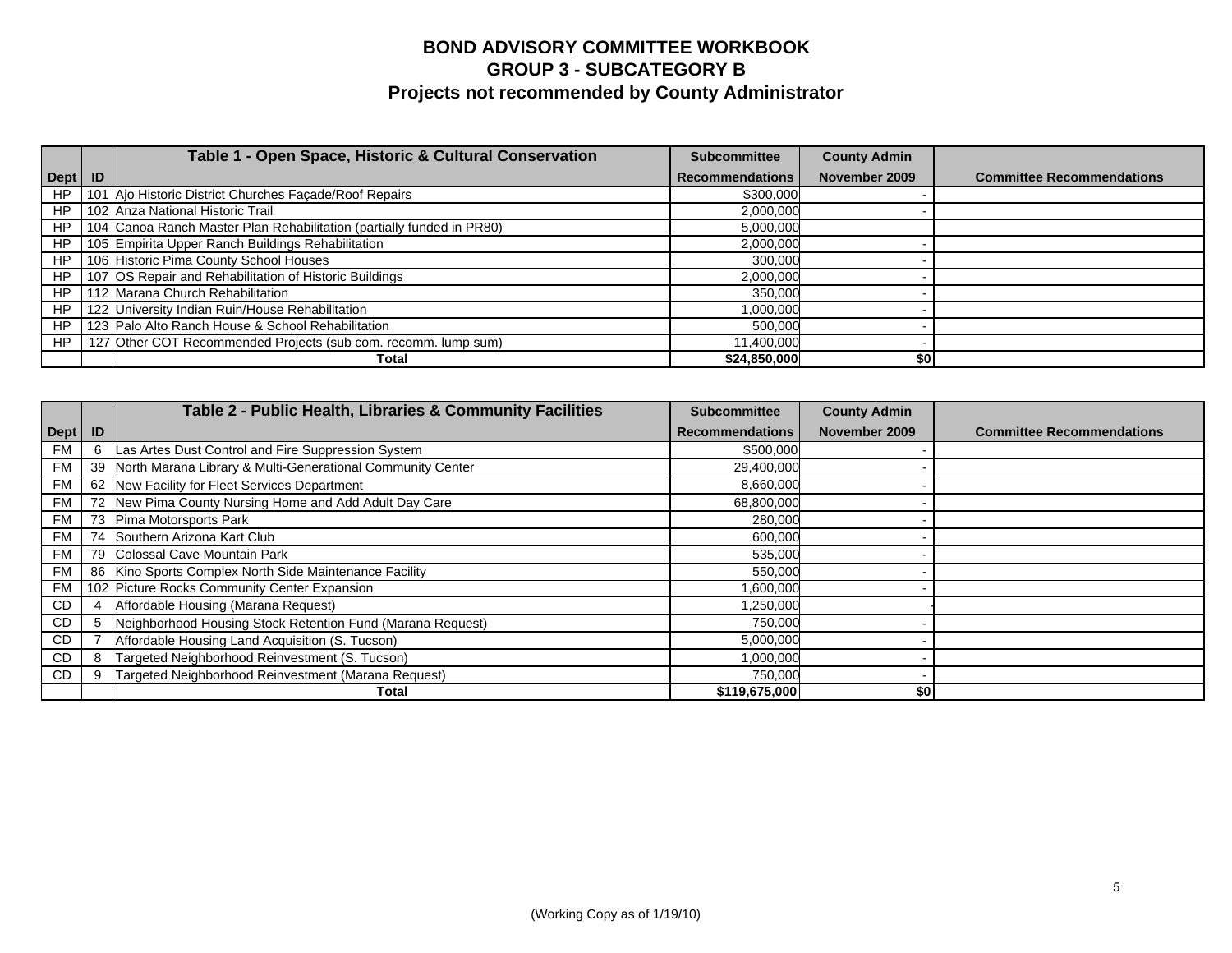# BOND ADVISORY COMMITTEE WORKBOOK
## GROUP 3 - SUBCATEGORY B
### Projects not recommended by County Administrator

| Dept | ID | Table 1 - Open Space, Historic & Cultural Conservation | Subcommittee Recommendations | County Admin November 2009 | Committee Recommendations |
|---|---|---|---|---|---|
| HP | 101 | Ajo Historic District Churches Façade/Roof Repairs | $300,000 | - | |
| HP | 102 | Anza National Historic Trail | 2,000,000 | - | |
| HP | 104 | Canoa Ranch Master Plan Rehabilitation (partially funded in PR80) | 5,000,000 | | |
| HP | 105 | Empirita Upper Ranch Buildings Rehabilitation | 2,000,000 | - | |
| HP | 106 | Historic Pima County School Houses | 300,000 | - | |
| HP | 107 | OS Repair and Rehabilitation of Historic Buildings | 2,000,000 | - | |
| HP | 112 | Marana Church Rehabilitation | 350,000 | - | |
| HP | 122 | University Indian Ruin/House Rehabilitation | 1,000,000 | - | |
| HP | 123 | Palo Alto Ranch House & School Rehabilitation | 500,000 | - | |
| HP | 127 | Other COT Recommended Projects (sub com. recomm. lump sum) | 11,400,000 | - | |
| | | **Total** | **$24,850,000** | **$0** | |

| Dept | ID | Table 2 - Public Health, Libraries & Community Facilities | Subcommittee Recommendations | County Admin November 2009 | Committee Recommendations |
|---|---|---|---|---|---|
| FM | 6 | Las Artes Dust Control and Fire Suppression System | $500,000 | - | |
| FM | 39 | North Marana Library & Multi-Generational Community Center | 29,400,000 | - | |
| FM | 62 | New Facility for Fleet Services Department | 8,660,000 | - | |
| FM | 72 | New Pima County Nursing Home and Add Adult Day Care | 68,800,000 | - | |
| FM | 73 | Pima Motorsports Park | 280,000 | - | |
| FM | 74 | Southern Arizona Kart Club | 600,000 | - | |
| FM | 79 | Colossal Cave Mountain Park | 535,000 | - | |
| FM | 86 | Kino Sports Complex North Side Maintenance Facility | 550,000 | - | |
| FM | 102 | Picture Rocks Community Center Expansion | 1,600,000 | - | |
| CD | 4 | Affordable Housing (Marana Request) | 1,250,000 | - | |
| CD | 5 | Neighborhood Housing Stock Retention Fund (Marana Request) | 750,000 | - | |
| CD | 7 | Affordable Housing Land Acquisition (S. Tucson) | 5,000,000 | - | |
| CD | 8 | Targeted Neighborhood Reinvestment (S. Tucson) | 1,000,000 | - | |
| CD | 9 | Targeted Neighborhood Reinvestment (Marana Request) | 750,000 | - | |
| | | **Total** | **$119,675,000** | **$0** | |

(Working Copy as of 1/19/10)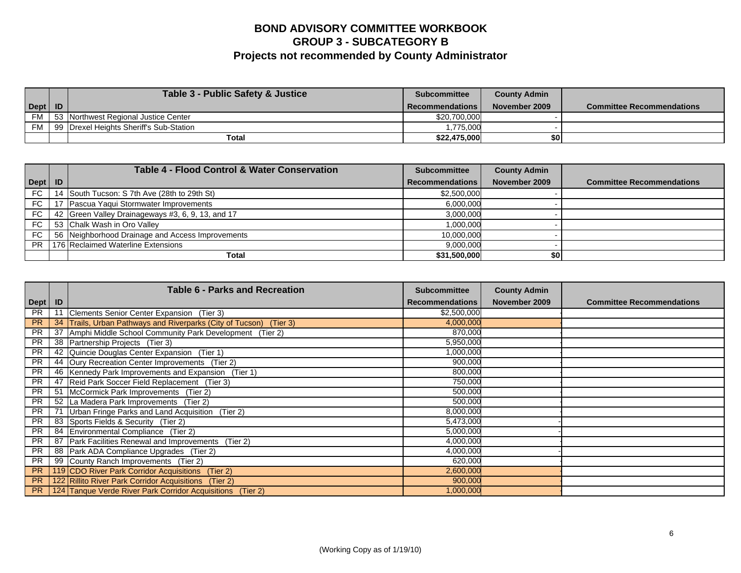# BOND ADVISORY COMMITTEE WORKBOOK
## GROUP 3 - SUBCATEGORY B
## Projects not recommended by County Administrator

| Dept | ID | Table 3 - Public Safety & Justice | Subcommittee Recommendations | County Admin November 2009 | Committee Recommendations |
|---|---|---|---|---|---|
| FM | 53 | Northwest Regional Justice Center | $20,700,000 | - | |
| FM | 99 | Drexel Heights Sheriff's Sub-Station | 1,775,000 | - | |
| | | **Total** | **$22,475,000** | **$0** | |

| Dept | ID | Table 4 - Flood Control & Water Conservation | Subcommittee Recommendations | County Admin November 2009 | Committee Recommendations |
|---|---|---|---|---|---|
| FC | 14 | South Tucson: S 7th Ave (28th to 29th St) | $2,500,000 | - | |
| FC | 17 | Pascua Yaqui Stormwater Improvements | 6,000,000 | - | |
| FC | 42 | Green Valley Drainageways #3, 6, 9, 13, and 17 | 3,000,000 | - | |
| FC | 53 | Chalk Wash in Oro Valley | 1,000,000 | - | |
| FC | 56 | Neighborhood Drainage and Access Improvements | 10,000,000 | - | |
| PR | 176 | Reclaimed Waterline Extensions | 9,000,000 | - | |
| | | **Total** | **$31,500,000** | **$0** | |

| Dept | ID | Table 6 - Parks and Recreation | Subcommittee Recommendations | County Admin November 2009 | Committee Recommendations |
|---|---|---|---|---|---|
| PR | 11 | Clements Senior Center Expansion (Tier 3) | $2,500,000 | - | |
| PR | 34 | Trails, Urban Pathways and Riverparks (City of Tucson) (Tier 3) | 4,000,000 | - | |
| PR | 37 | Amphi Middle School Community Park Development (Tier 2) | 870,000 | - | |
| PR | 38 | Partnership Projects (Tier 3) | 5,950,000 | - | |
| PR | 42 | Quincie Douglas Center Expansion (Tier 1) | 1,000,000 | - | |
| PR | 44 | Oury Recreation Center Improvements (Tier 2) | 900,000 | - | |
| PR | 46 | Kennedy Park Improvements and Expansion (Tier 1) | 800,000 | - | |
| PR | 47 | Reid Park Soccer Field Replacement (Tier 3) | 750,000 | - | |
| PR | 51 | McCormick Park Improvements (Tier 2) | 500,000 | - | |
| PR | 52 | La Madera Park Improvements (Tier 2) | 500,000 | - | |
| PR | 71 | Urban Fringe Parks and Land Acquisition (Tier 2) | 8,000,000 | - | |
| PR | 83 | Sports Fields & Security (Tier 2) | 5,473,000 | - | |
| PR | 84 | Environmental Compliance (Tier 2) | 5,000,000 | - | |
| PR | 87 | Park Facilities Renewal and Improvements (Tier 2) | 4,000,000 | - | |
| PR | 88 | Park ADA Compliance Upgrades (Tier 2) | 4,000,000 | - | |
| PR | 99 | County Ranch Improvements (Tier 2) | 620,000 | - | |
| PR | 119 | CDO River Park Corridor Acquisitions (Tier 2) | 2,600,000 | - | |
| PR | 122 | Rillito River Park Corridor Acquisitions (Tier 2) | 900,000 | - | |
| PR | 124 | Tanque Verde River Park Corridor Acquisitions (Tier 2) | 1,000,000 | - | |

(Working Copy as of 1/19/10)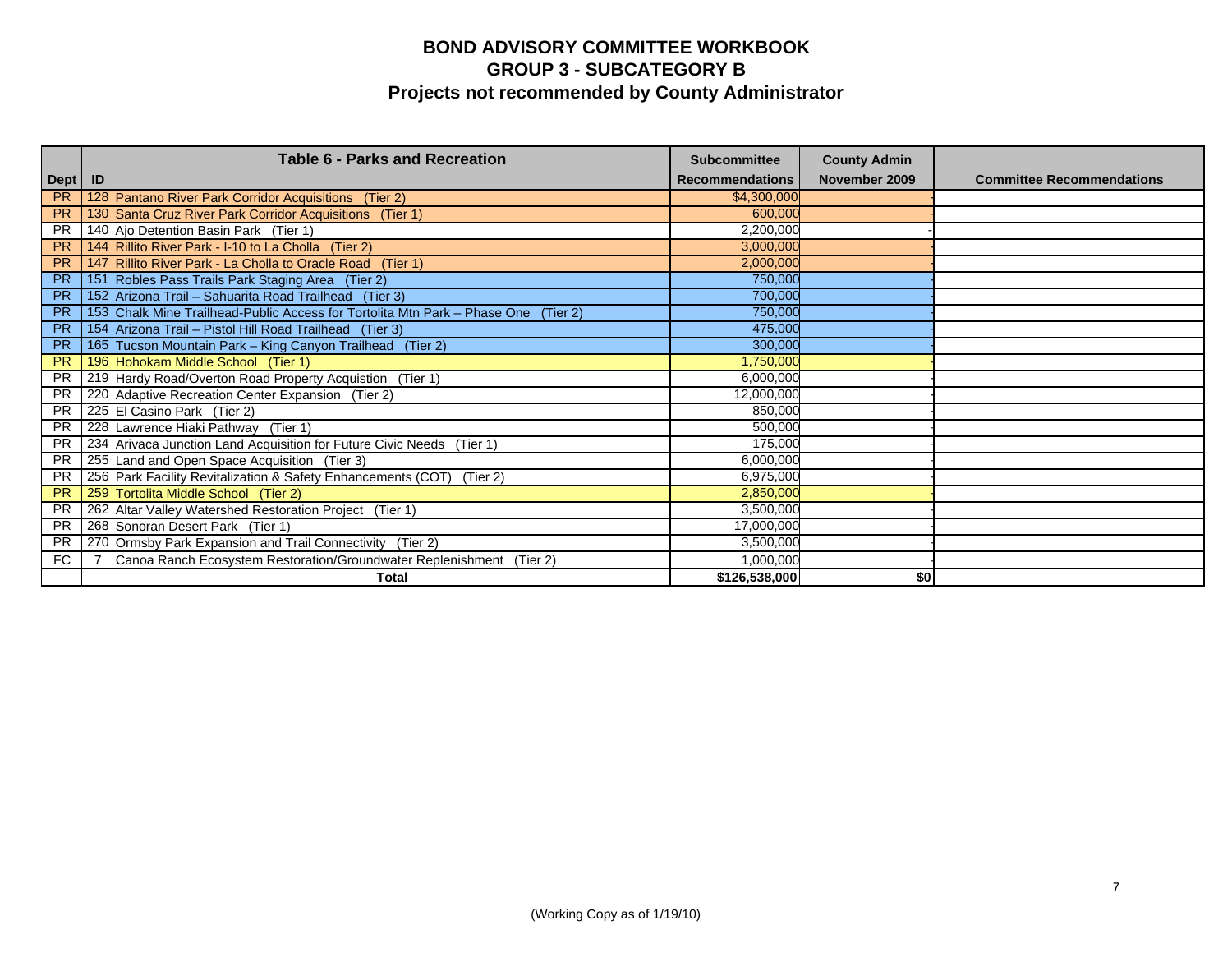# BOND ADVISORY COMMITTEE WORKBOOK

## GROUP 3 - SUBCATEGORY B

## Projects not recommended by County Administrator

| Dept | ID | Table 6 - Parks and Recreation | Subcommittee Recommendations | County Admin November 2009 | Committee Recommendations |
|---|---|---|---|---|---|
| PR | 128 | Pantano River Park Corridor Acquisitions (Tier 2) | $4,300,000 | - | |
| PR | 130 | Santa Cruz River Park Corridor Acquisitions (Tier 1) | 600,000 | - | |
| PR | 140 | Ajo Detention Basin Park (Tier 1) | 2,200,000 | - | |
| PR | 144 | Rillito River Park - I-10 to La Cholla (Tier 2) | 3,000,000 | - | |
| PR | 147 | Rillito River Park - La Cholla to Oracle Road (Tier 1) | 2,000,000 | - | |
| PR | 151 | Robles Pass Trails Park Staging Area (Tier 2) | 750,000 | - | |
| PR | 152 | Arizona Trail – Sahuarita Road Trailhead (Tier 3) | 700,000 | - | |
| PR | 153 | Chalk Mine Trailhead-Public Access for Tortolita Mtn Park – Phase One (Tier 2) | 750,000 | - | |
| PR | 154 | Arizona Trail – Pistol Hill Road Trailhead (Tier 3) | 475,000 | - | |
| PR | 165 | Tucson Mountain Park – King Canyon Trailhead (Tier 2) | 300,000 | - | |
| PR | 196 | Hohokam Middle School (Tier 1) | 1,750,000 | - | |
| PR | 219 | Hardy Road/Overton Road Property Acquistion (Tier 1) | 6,000,000 | - | |
| PR | 220 | Adaptive Recreation Center Expansion (Tier 2) | 12,000,000 | - | |
| PR | 225 | El Casino Park (Tier 2) | 850,000 | - | |
| PR | 228 | Lawrence Hiaki Pathway (Tier 1) | 500,000 | - | |
| PR | 234 | Arivaca Junction Land Acquisition for Future Civic Needs (Tier 1) | 175,000 | - | |
| PR | 255 | Land and Open Space Acquisition (Tier 3) | 6,000,000 | - | |
| PR | 256 | Park Facility Revitalization & Safety Enhancements (COT) (Tier 2) | 6,975,000 | - | |
| PR | 259 | Tortolita Middle School (Tier 2) | 2,850,000 | - | |
| PR | 262 | Altar Valley Watershed Restoration Project (Tier 1) | 3,500,000 | - | |
| PR | 268 | Sonoran Desert Park (Tier 1) | 17,000,000 | - | |
| PR | 270 | Ormsby Park Expansion and Trail Connectivity (Tier 2) | 3,500,000 | - | |
| FC | 7 | Canoa Ranch Ecosystem Restoration/Groundwater Replenishment (Tier 2) | 1,000,000 | - | |
| | | **Total** | **$126,538,000** | **$0** | |

(Working Copy as of 1/19/10)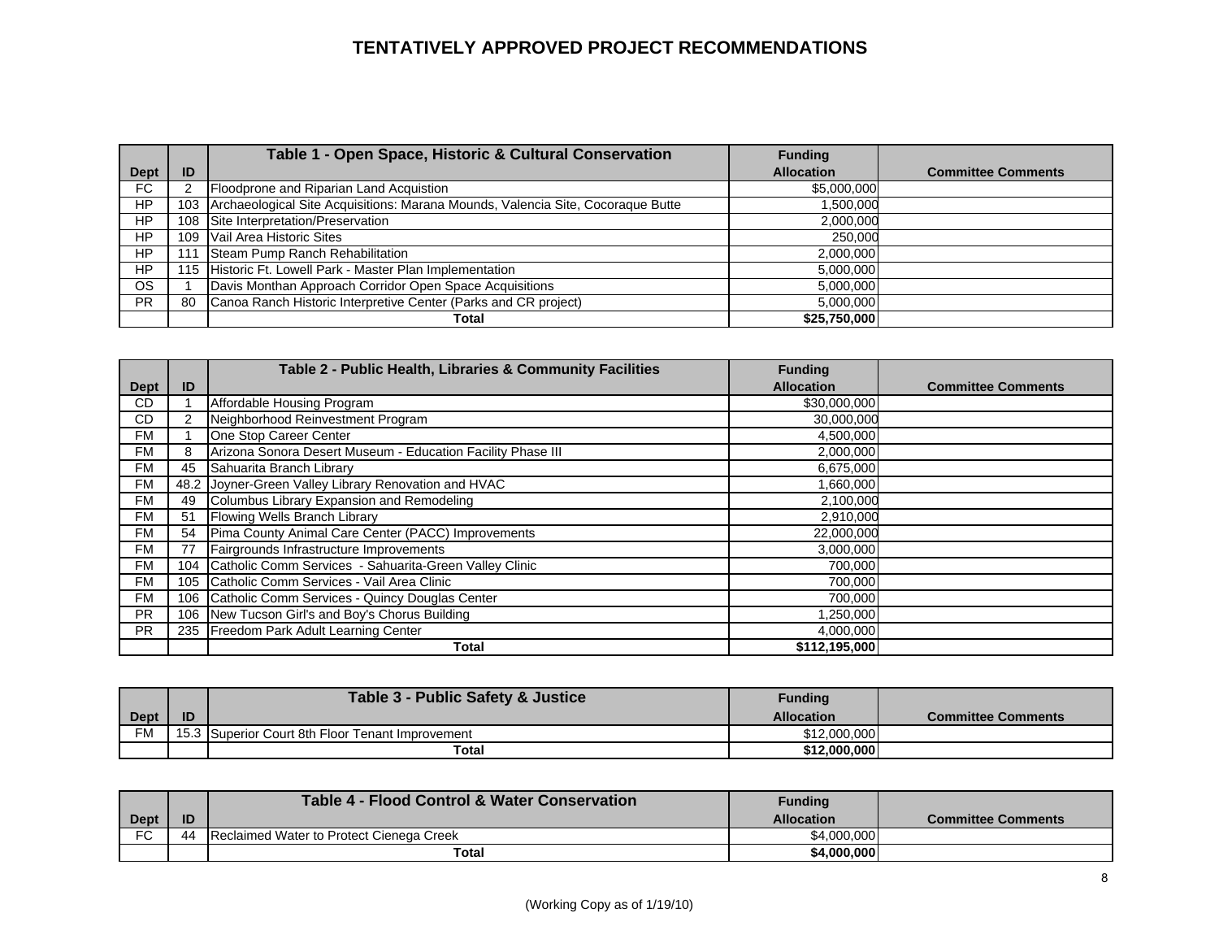# TENTATIVELY APPROVED PROJECT RECOMMENDATIONS

| Dept | ID | Table 1 - Open Space, Historic & Cultural Conservation | Funding Allocation | Committee Comments |
|---|---|---|---|---|
| FC | 2 | Floodprone and Riparian Land Acquistion | $5,000,000 | |
| HP | 103 | Archaeological Site Acquisitions: Marana Mounds, Valencia Site, Cocoraque Butte | 1,500,000 | |
| HP | 108 | Site Interpretation/Preservation | 2,000,000 | |
| HP | 109 | Vail Area Historic Sites | 250,000 | |
| HP | 111 | Steam Pump Ranch Rehabilitation | 2,000,000 | |
| HP | 115 | Historic Ft. Lowell Park - Master Plan Implementation | 5,000,000 | |
| OS | 1 | Davis Monthan Approach Corridor Open Space Acquisitions | 5,000,000 | |
| PR | 80 | Canoa Ranch Historic Interpretive Center (Parks and CR project) | 5,000,000 | |
| | | **Total** | **$25,750,000** | |

| Dept | ID | Table 2 - Public Health, Libraries & Community Facilities | Funding Allocation | Committee Comments |
|---|---|---|---|---|
| CD | 1 | Affordable Housing Program | $30,000,000 | |
| CD | 2 | Neighborhood Reinvestment Program | 30,000,000 | |
| FM | 1 | One Stop Career Center | 4,500,000 | |
| FM | 8 | Arizona Sonora Desert Museum - Education Facility Phase III | 2,000,000 | |
| FM | 45 | Sahuarita Branch Library | 6,675,000 | |
| FM | 48.2 | Joyner-Green Valley Library Renovation and HVAC | 1,660,000 | |
| FM | 49 | Columbus Library Expansion and Remodeling | 2,100,000 | |
| FM | 51 | Flowing Wells Branch Library | 2,910,000 | |
| FM | 54 | Pima County Animal Care Center (PACC) Improvements | 22,000,000 | |
| FM | 77 | Fairgrounds Infrastructure Improvements | 3,000,000 | |
| FM | 104 | Catholic Comm Services - Sahuarita-Green Valley Clinic | 700,000 | |
| FM | 105 | Catholic Comm Services - Vail Area Clinic | 700,000 | |
| FM | 106 | Catholic Comm Services - Quincy Douglas Center | 700,000 | |
| PR | 106 | New Tucson Girl's and Boy's Chorus Building | 1,250,000 | |
| PR | 235 | Freedom Park Adult Learning Center | 4,000,000 | |
| | | **Total** | **$112,195,000** | |

| Dept | ID | Table 3 - Public Safety & Justice | Funding Allocation | Committee Comments |
|---|---|---|---|---|
| FM | 15.3 | Superior Court 8th Floor Tenant Improvement | $12,000,000 | |
| | | **Total** | **$12,000,000** | |

| Dept | ID | Table 4 - Flood Control & Water Conservation | Funding Allocation | Committee Comments |
|---|---|---|---|---|
| FC | 44 | Reclaimed Water to Protect Cienega Creek | $4,000,000 | |
| | | **Total** | **$4,000,000** | |

(Working Copy as of 1/19/10)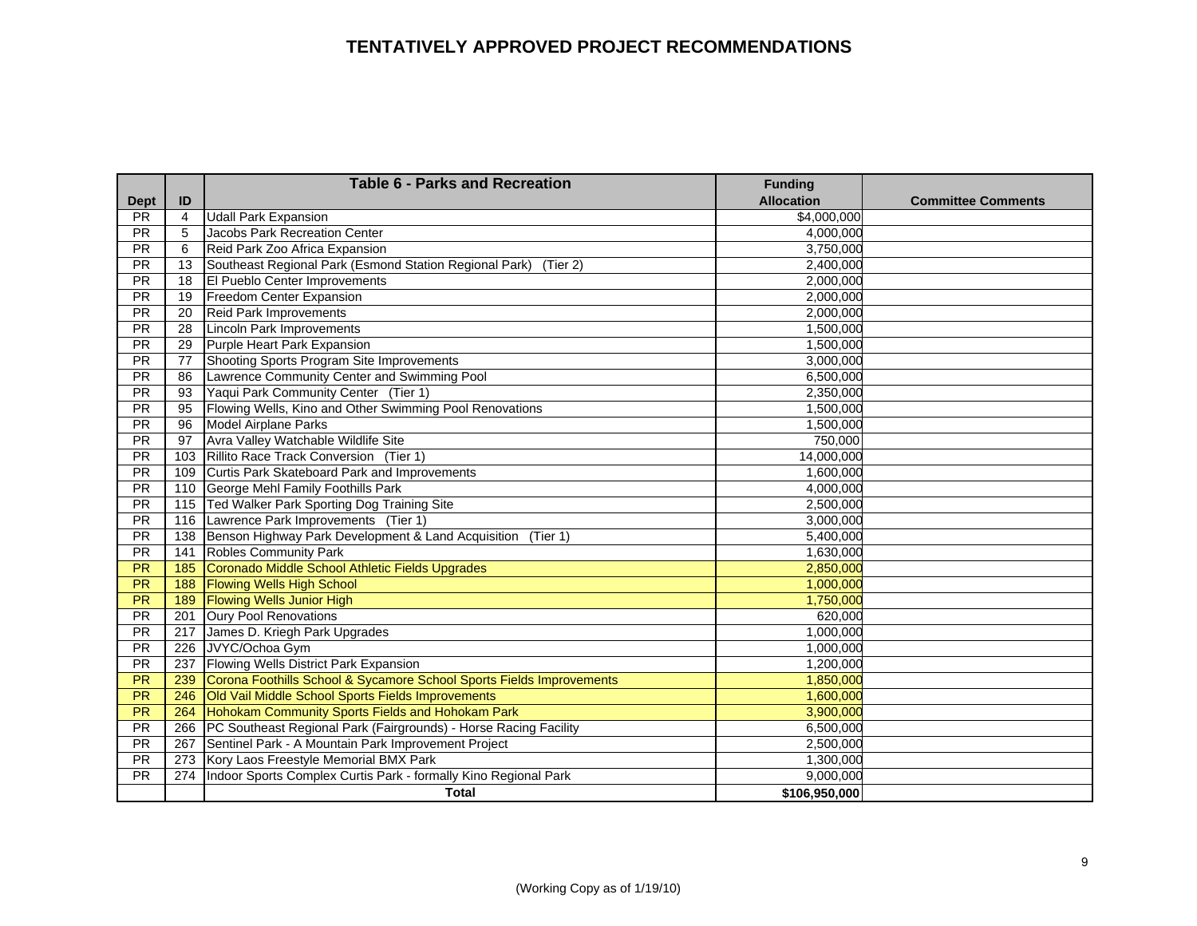# TENTATIVELY APPROVED PROJECT RECOMMENDATIONS

| Dept | ID | Table 6 - Parks and Recreation | Funding Allocation | Committee Comments |
|---|---|---|---|---|
| PR | 4 | Udall Park Expansion | $4,000,000 | |
| PR | 5 | Jacobs Park Recreation Center | 4,000,000 | |
| PR | 6 | Reid Park Zoo Africa Expansion | 3,750,000 | |
| PR | 13 | Southeast Regional Park (Esmond Station Regional Park) (Tier 2) | 2,400,000 | |
| PR | 18 | El Pueblo Center Improvements | 2,000,000 | |
| PR | 19 | Freedom Center Expansion | 2,000,000 | |
| PR | 20 | Reid Park Improvements | 2,000,000 | |
| PR | 28 | Lincoln Park Improvements | 1,500,000 | |
| PR | 29 | Purple Heart Park Expansion | 1,500,000 | |
| PR | 77 | Shooting Sports Program Site Improvements | 3,000,000 | |
| PR | 86 | Lawrence Community Center and Swimming Pool | 6,500,000 | |
| PR | 93 | Yaqui Park Community Center (Tier 1) | 2,350,000 | |
| PR | 95 | Flowing Wells, Kino and Other Swimming Pool Renovations | 1,500,000 | |
| PR | 96 | Model Airplane Parks | 1,500,000 | |
| PR | 97 | Avra Valley Watchable Wildlife Site | 750,000 | |
| PR | 103 | Rillito Race Track Conversion (Tier 1) | 14,000,000 | |
| PR | 109 | Curtis Park Skateboard Park and Improvements | 1,600,000 | |
| PR | 110 | George Mehl Family Foothills Park | 4,000,000 | |
| PR | 115 | Ted Walker Park Sporting Dog Training Site | 2,500,000 | |
| PR | 116 | Lawrence Park Improvements (Tier 1) | 3,000,000 | |
| PR | 138 | Benson Highway Park Development & Land Acquisition (Tier 1) | 5,400,000 | |
| PR | 141 | Robles Community Park | 1,630,000 | |
| PR | 185 | Coronado Middle School Athletic Fields Upgrades | 2,850,000 | |
| PR | 188 | Flowing Wells High School | 1,000,000 | |
| PR | 189 | Flowing Wells Junior High | 1,750,000 | |
| PR | 201 | Oury Pool Renovations | 620,000 | |
| PR | 217 | James D. Kriegh Park Upgrades | 1,000,000 | |
| PR | 226 | JVYC/Ochoa Gym | 1,000,000 | |
| PR | 237 | Flowing Wells District Park Expansion | 1,200,000 | |
| PR | 239 | Corona Foothills School & Sycamore School Sports Fields Improvements | 1,850,000 | |
| PR | 246 | Old Vail Middle School Sports Fields Improvements | 1,600,000 | |
| PR | 264 | Hohokam Community Sports Fields and Hohokam Park | 3,900,000 | |
| PR | 266 | PC Southeast Regional Park (Fairgrounds) - Horse Racing Facility | 6,500,000 | |
| PR | 267 | Sentinel Park - A Mountain Park Improvement Project | 2,500,000 | |
| PR | 273 | Kory Laos Freestyle Memorial BMX Park | 1,300,000 | |
| PR | 274 | Indoor Sports Complex Curtis Park - formally Kino Regional Park | 9,000,000 | |
| | | **Total** | **$106,950,000** | |

(Working Copy as of 1/19/10)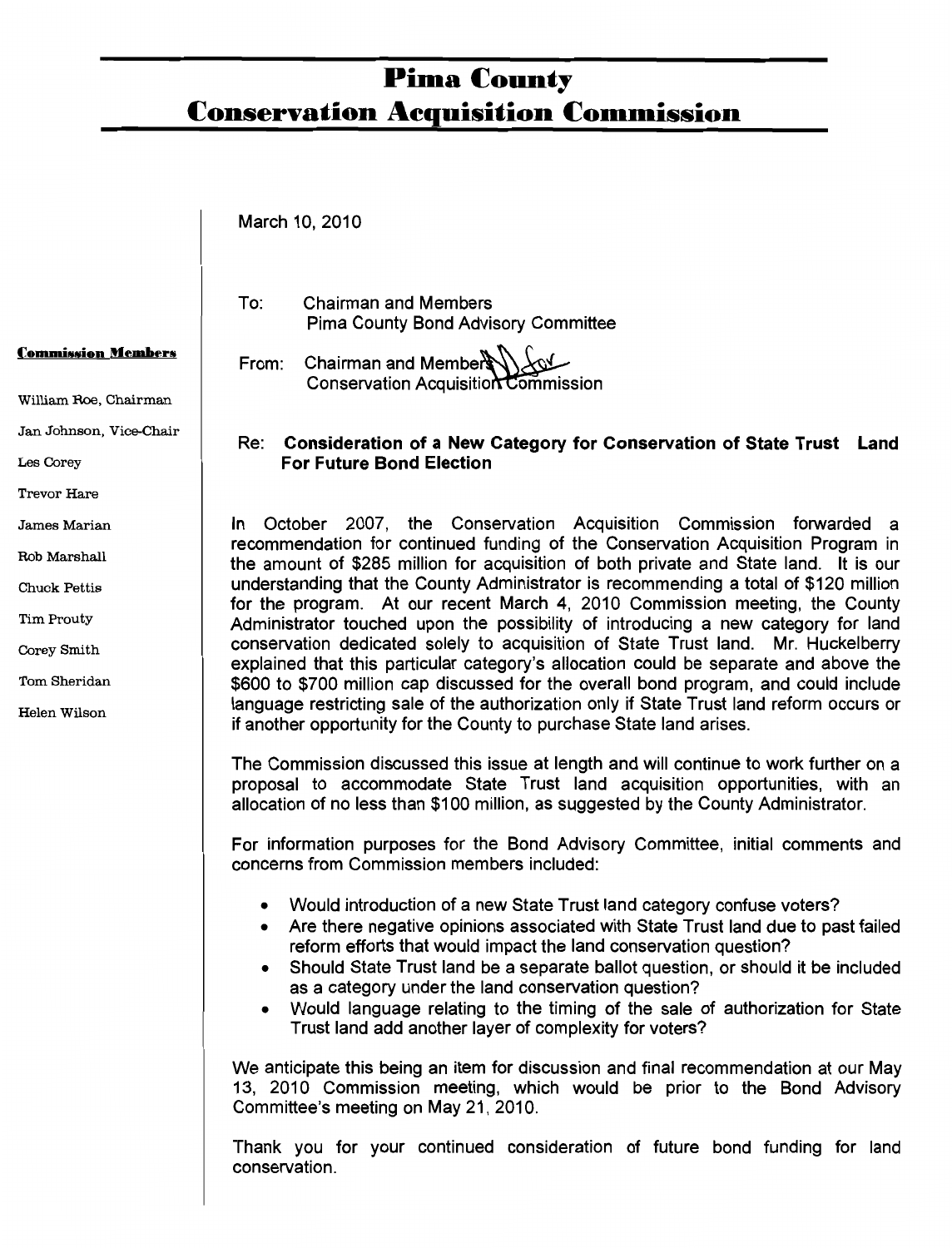# Pima County
## Conservation Acquisition Commission

**Commission Members**

William Roe, Chairman
Jan Johnson, Vice-Chair
Les Corey
Trevor Hare
James Marian
Rob Marshall
Chuck Pettis
Tim Prouty
Corey Smith
Tom Sheridan
Helen Wilson

March 10, 2010

To: Chairman and Members
Pima County Bond Advisory Committee

From: Chairman and Members
Conservation Acquisition Commission

Re: **Consideration of a New Category for Conservation of State Trust Land For Future Bond Election**

In October 2007, the Conservation Acquisition Commission forwarded a recommendation for continued funding of the Conservation Acquisition Program in the amount of $285 million for acquisition of both private and State land. It is our understanding that the County Administrator is recommending a total of $120 million for the program. At our recent March 4, 2010 Commission meeting, the County Administrator touched upon the possibility of introducing a new category for land conservation dedicated solely to acquisition of State Trust land. Mr. Huckelberry explained that this particular category's allocation could be separate and above the $600 to $700 million cap discussed for the overall bond program, and could include language restricting sale of the authorization only if State Trust land reform occurs or if another opportunity for the County to purchase State land arises.

The Commission discussed this issue at length and will continue to work further on a proposal to accommodate State Trust land acquisition opportunities, with an allocation of no less than $100 million, as suggested by the County Administrator.

For information purposes for the Bond Advisory Committee, initial comments and concerns from Commission members included:

- Would introduction of a new State Trust land category confuse voters?
- Are there negative opinions associated with State Trust land due to past failed reform efforts that would impact the land conservation question?
- Should State Trust land be a separate ballot question, or should it be included as a category under the land conservation question?
- Would language relating to the timing of the sale of authorization for State Trust land add another layer of complexity for voters?

We anticipate this being an item for discussion and final recommendation at our May 13, 2010 Commission meeting, which would be prior to the Bond Advisory Committee's meeting on May 21, 2010.

Thank you for your continued consideration of future bond funding for land conservation.